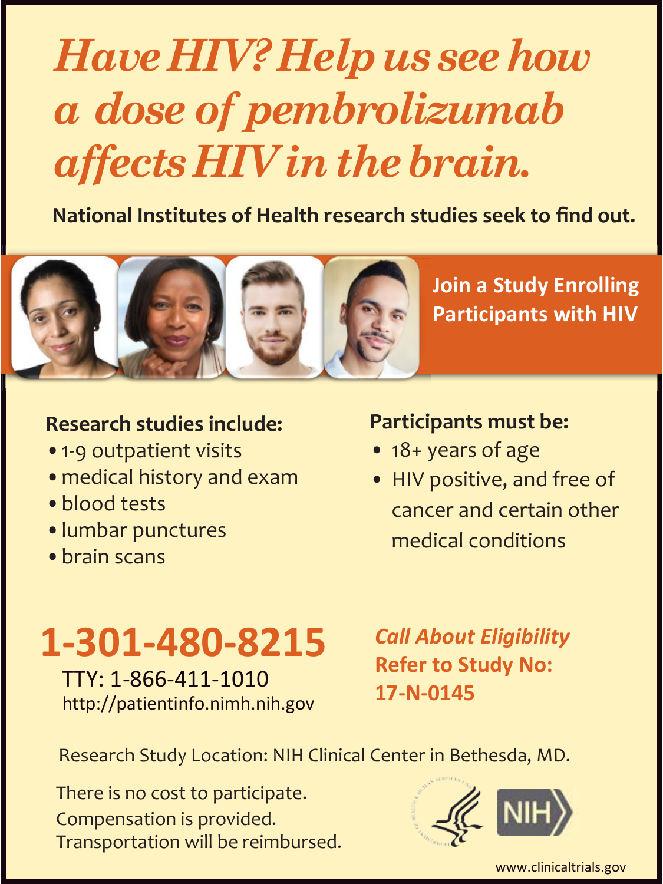# *Have HIV? Help us see how a dose of pembrolizumab affects HIV in the brain.*

**National Institutes of Health research studies seek to find out.**

**Join a Study Enrolling Participants with HIV**

**Research studies include:**

- 1-9 outpatient visits
- medical history and exam
- blood tests
- lumbar punctures
- brain scans

**Participants must be:**

- 18+ years of age
- HIV positive, and free of cancer and certain other medical conditions

## 1-301-480-8215

TTY: 1-866-411-1010

http://patientinfo.nimh.nih.gov

***Call About Eligibility***

**Refer to Study No: 17-N-0145**

Research Study Location: NIH Clinical Center in Bethesda, MD.

There is no cost to participate.
Compensation is provided.
Transportation will be reimbursed.

NIH

www.clinicaltrials.gov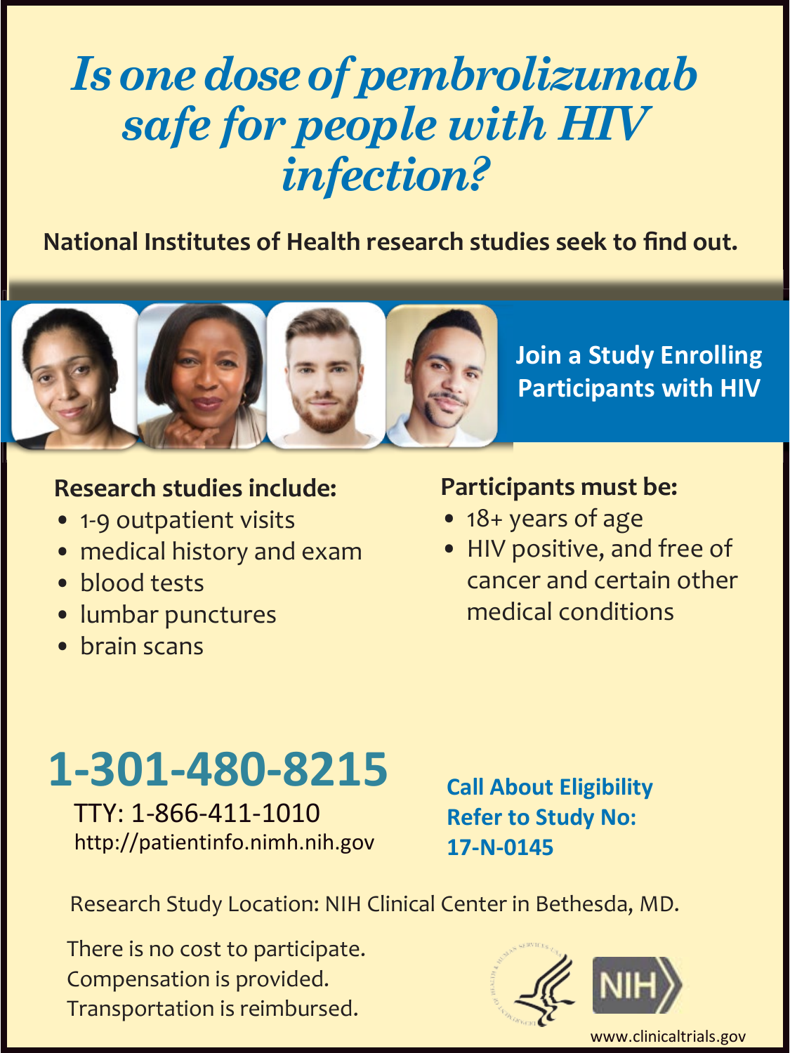# *Is one dose of pembrolizumab safe for people with HIV infection?*

**National Institutes of Health research studies seek to find out.**

**Join a Study Enrolling Participants with HIV**

## Research studies include:

- 1-9 outpatient visits
- medical history and exam
- blood tests
- lumbar punctures
- brain scans

## Participants must be:

- 18+ years of age
- HIV positive, and free of cancer and certain other medical conditions

**1-301-480-8215**

TTY: 1-866-411-1010

http://patientinfo.nimh.nih.gov

**Call About Eligibility**
**Refer to Study No: 17-N-0145**

Research Study Location: NIH Clinical Center in Bethesda, MD.

There is no cost to participate.
Compensation is provided.
Transportation is reimbursed.

NIH

www.clinicaltrials.gov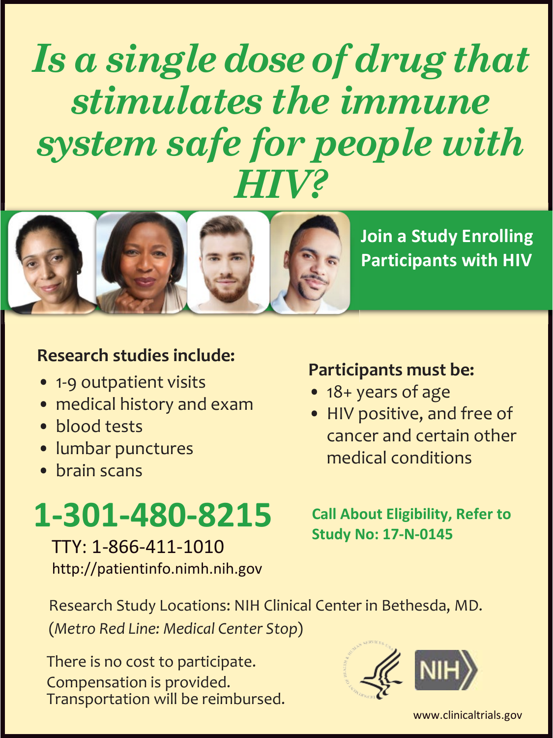# *Is a single dose of drug that stimulates the immune system safe for people with HIV?*

**Join a Study Enrolling Participants with HIV**

**Research studies include:**

- 1-9 outpatient visits
- medical history and exam
- blood tests
- lumbar punctures
- brain scans

**Participants must be:**

- 18+ years of age
- HIV positive, and free of cancer and certain other medical conditions

## 1-301-480-8215

TTY: 1-866-411-1010

http://patientinfo.nimh.nih.gov

**Call About Eligibility, Refer to Study No: 17-N-0145**

Research Study Locations: NIH Clinical Center in Bethesda, MD.
(*Metro Red Line: Medical Center Stop*)

There is no cost to participate.
Compensation is provided.
Transportation will be reimbursed.

NIH

www.clinicaltrials.gov